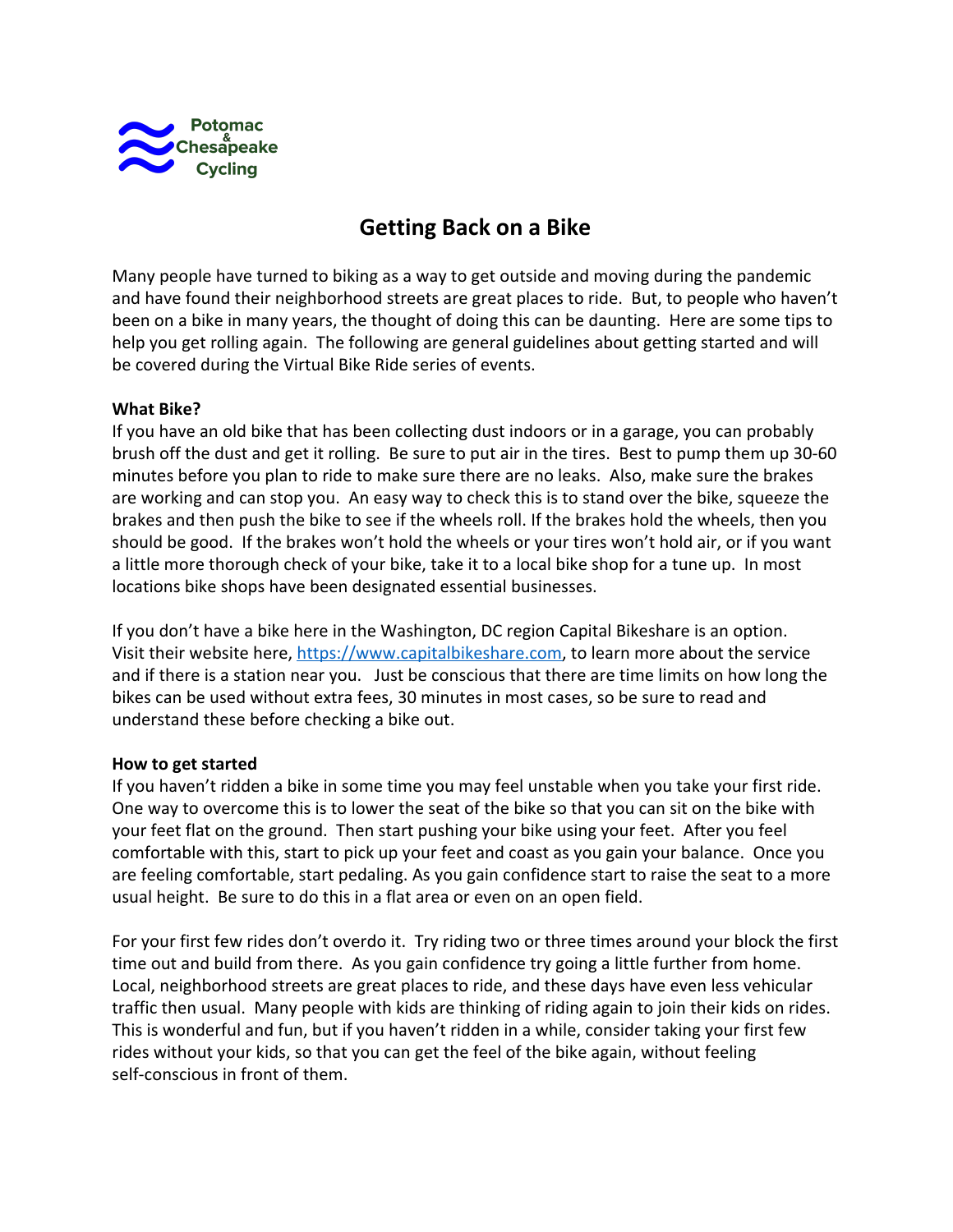Potomac & Chesapeake Cycling

# Getting Back on a Bike

Many people have turned to biking as a way to get outside and moving during the pandemic and have found their neighborhood streets are great places to ride. But, to people who haven't been on a bike in many years, the thought of doing this can be daunting. Here are some tips to help you get rolling again. The following are general guidelines about getting started and will be covered during the Virtual Bike Ride series of events.

**What Bike?**

If you have an old bike that has been collecting dust indoors or in a garage, you can probably brush off the dust and get it rolling. Be sure to put air in the tires. Best to pump them up 30-60 minutes before you plan to ride to make sure there are no leaks. Also, make sure the brakes are working and can stop you. An easy way to check this is to stand over the bike, squeeze the brakes and then push the bike to see if the wheels roll. If the brakes hold the wheels, then you should be good. If the brakes won't hold the wheels or your tires won't hold air, or if you want a little more thorough check of your bike, take it to a local bike shop for a tune up. In most locations bike shops have been designated essential businesses.

If you don't have a bike here in the Washington, DC region Capital Bikeshare is an option. Visit their website here, [https://www.capitalbikeshare.com](https://www.capitalbikeshare.com), to learn more about the service and if there is a station near you. Just be conscious that there are time limits on how long the bikes can be used without extra fees, 30 minutes in most cases, so be sure to read and understand these before checking a bike out.

**How to get started**

If you haven't ridden a bike in some time you may feel unstable when you take your first ride. One way to overcome this is to lower the seat of the bike so that you can sit on the bike with your feet flat on the ground. Then start pushing your bike using your feet. After you feel comfortable with this, start to pick up your feet and coast as you gain your balance. Once you are feeling comfortable, start pedaling. As you gain confidence start to raise the seat to a more usual height. Be sure to do this in a flat area or even on an open field.

For your first few rides don't overdo it. Try riding two or three times around your block the first time out and build from there. As you gain confidence try going a little further from home. Local, neighborhood streets are great places to ride, and these days have even less vehicular traffic then usual. Many people with kids are thinking of riding again to join their kids on rides. This is wonderful and fun, but if you haven't ridden in a while, consider taking your first few rides without your kids, so that you can get the feel of the bike again, without feeling self-conscious in front of them.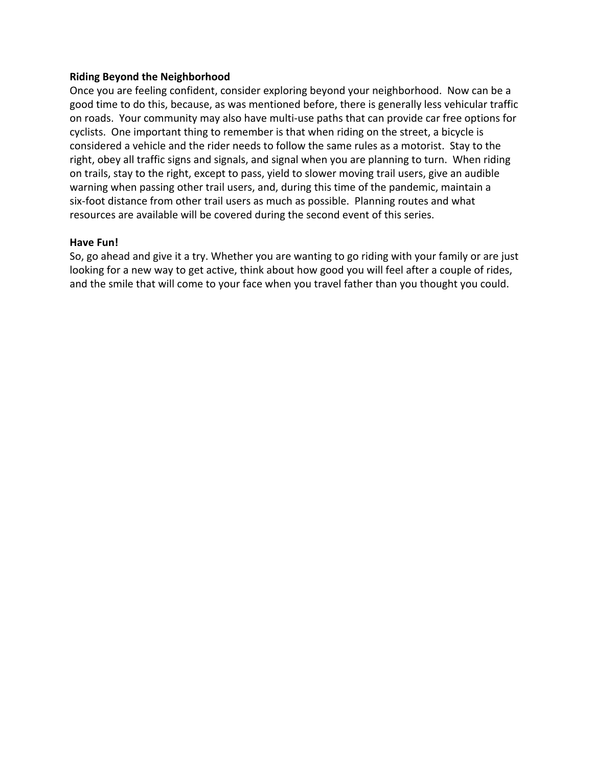**Riding Beyond the Neighborhood**

Once you are feeling confident, consider exploring beyond your neighborhood. Now can be a good time to do this, because, as was mentioned before, there is generally less vehicular traffic on roads. Your community may also have multi-use paths that can provide car free options for cyclists. One important thing to remember is that when riding on the street, a bicycle is considered a vehicle and the rider needs to follow the same rules as a motorist. Stay to the right, obey all traffic signs and signals, and signal when you are planning to turn. When riding on trails, stay to the right, except to pass, yield to slower moving trail users, give an audible warning when passing other trail users, and, during this time of the pandemic, maintain a six-foot distance from other trail users as much as possible. Planning routes and what resources are available will be covered during the second event of this series.

**Have Fun!**

So, go ahead and give it a try. Whether you are wanting to go riding with your family or are just looking for a new way to get active, think about how good you will feel after a couple of rides, and the smile that will come to your face when you travel father than you thought you could.